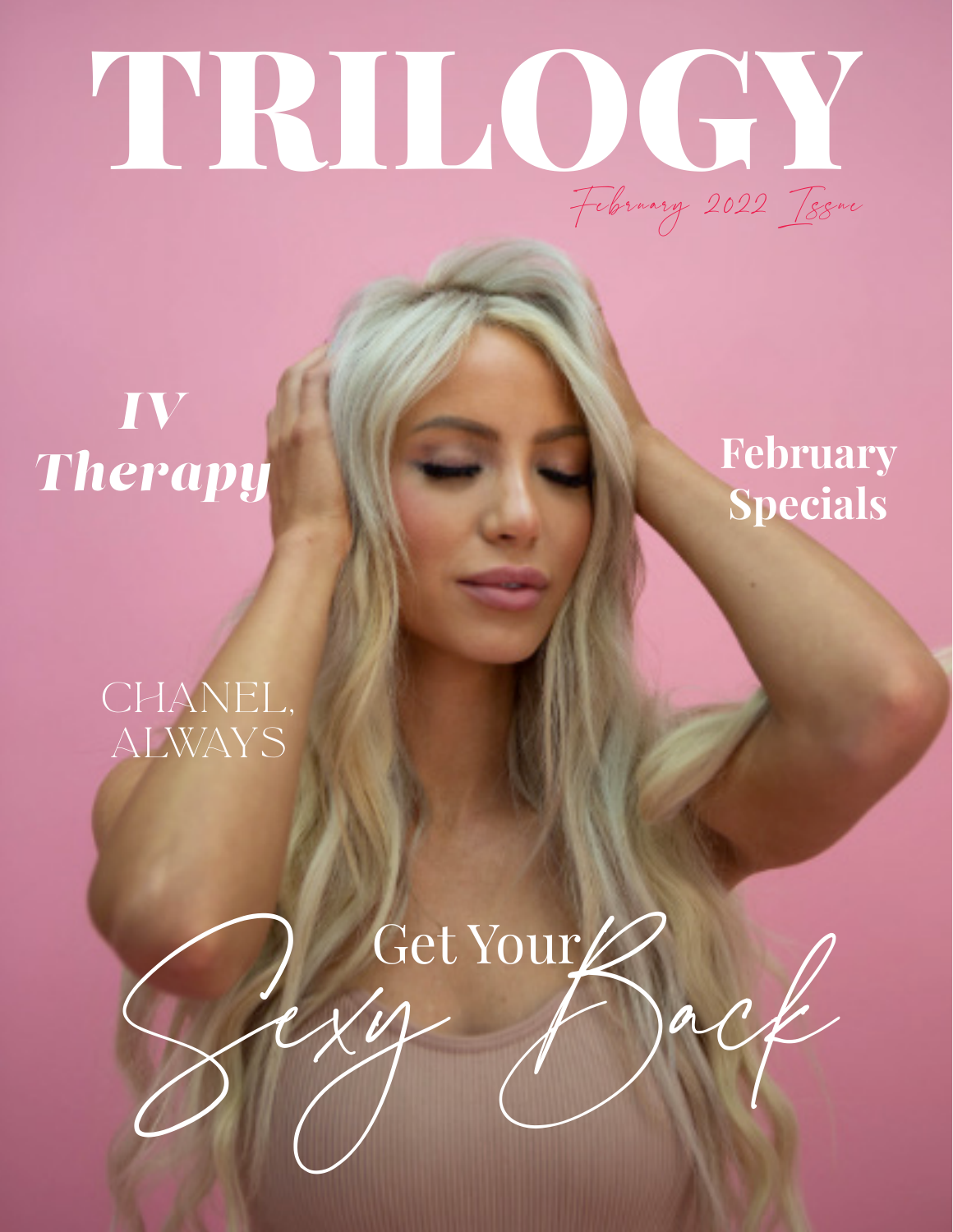# TRILOGY

February 2022 Issue

***IV Therapy***

**February Specials**

CHANEL, ALWAYS

Get Your Sexy Back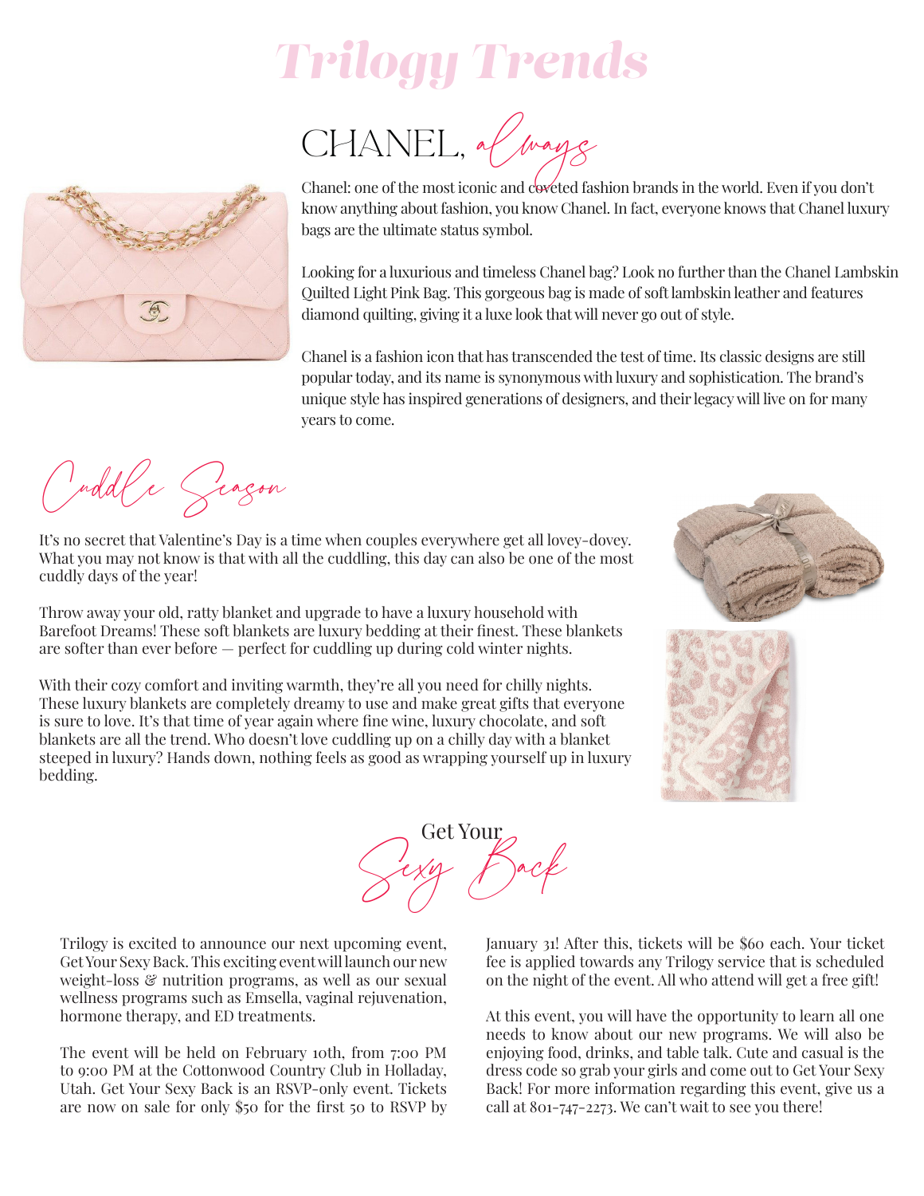# Trilogy Trends

## CHANEL, always

Chanel: one of the most iconic and coveted fashion brands in the world. Even if you don't know anything about fashion, you know Chanel. In fact, everyone knows that Chanel luxury bags are the ultimate status symbol.

Looking for a luxurious and timeless Chanel bag? Look no further than the Chanel Lambskin Quilted Light Pink Bag. This gorgeous bag is made of soft lambskin leather and features diamond quilting, giving it a luxe look that will never go out of style.

Chanel is a fashion icon that has transcended the test of time. Its classic designs are still popular today, and its name is synonymous with luxury and sophistication. The brand's unique style has inspired generations of designers, and their legacy will live on for many years to come.

## Cuddle Season

It's no secret that Valentine's Day is a time when couples everywhere get all lovey-dovey. What you may not know is that with all the cuddling, this day can also be one of the most cuddly days of the year!

Throw away your old, ratty blanket and upgrade to have a luxury household with Barefoot Dreams! These soft blankets are luxury bedding at their finest. These blankets are softer than ever before — perfect for cuddling up during cold winter nights.

With their cozy comfort and inviting warmth, they're all you need for chilly nights. These luxury blankets are completely dreamy to use and make great gifts that everyone is sure to love. It's that time of year again where fine wine, luxury chocolate, and soft blankets are all the trend. Who doesn't love cuddling up on a chilly day with a blanket steeped in luxury? Hands down, nothing feels as good as wrapping yourself up in luxury bedding.

## Get Your Sexy Back

Trilogy is excited to announce our next upcoming event, Get Your Sexy Back. This exciting event will launch our new weight-loss & nutrition programs, as well as our sexual wellness programs such as Emsella, vaginal rejuvenation, hormone therapy, and ED treatments.

The event will be held on February 10th, from 7:00 PM to 9:00 PM at the Cottonwood Country Club in Holladay, Utah. Get Your Sexy Back is an RSVP-only event. Tickets are now on sale for only $50 for the first 50 to RSVP by January 31! After this, tickets will be $60 each. Your ticket fee is applied towards any Trilogy service that is scheduled on the night of the event. All who attend will get a free gift!

At this event, you will have the opportunity to learn all one needs to know about our new programs. We will also be enjoying food, drinks, and table talk. Cute and casual is the dress code so grab your girls and come out to Get Your Sexy Back! For more information regarding this event, give us a call at 801-747-2273. We can't wait to see you there!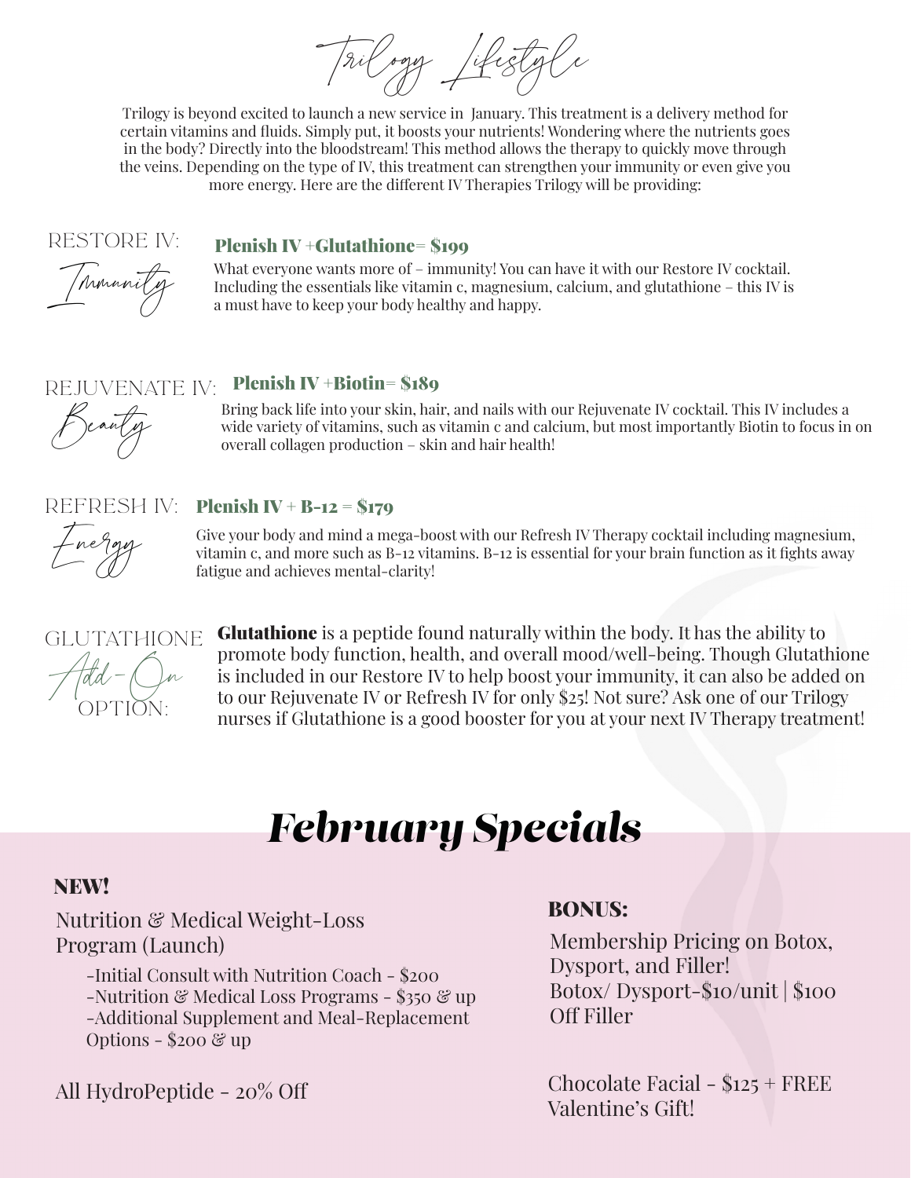# Trilogy Lifestyle

Trilogy is beyond excited to launch a new service in January. This treatment is a delivery method for certain vitamins and fluids. Simply put, it boosts your nutrients! Wondering where the nutrients goes in the body? Directly into the bloodstream! This method allows the therapy to quickly move through the veins. Depending on the type of IV, this treatment can strengthen your immunity or even give you more energy. Here are the different IV Therapies Trilogy will be providing:

## RESTORE IV: *Immunity*

**Plenish IV +Glutathione= $199**

What everyone wants more of – immunity! You can have it with our Restore IV cocktail. Including the essentials like vitamin c, magnesium, calcium, and glutathione – this IV is a must have to keep your body healthy and happy.

## REJUVENATE IV: *Beauty*

**Plenish IV +Biotin= $189**

Bring back life into your skin, hair, and nails with our Rejuvenate IV cocktail. This IV includes a wide variety of vitamins, such as vitamin c and calcium, but most importantly Biotin to focus in on overall collagen production – skin and hair health!

## REFRESH IV: *Energy*

**Plenish IV + B-12 = $179**

Give your body and mind a mega-boost with our Refresh IV Therapy cocktail including magnesium, vitamin c, and more such as B-12 vitamins. B-12 is essential for your brain function as it fights away fatigue and achieves mental-clarity!

## GLUTATHIONE *Add-On* OPTION:

**Glutathione** is a peptide found naturally within the body. It has the ability to promote body function, health, and overall mood/well-being. Though Glutathione is included in our Restore IV to help boost your immunity, it can also be added on to our Rejuvenate IV or Refresh IV for only $25! Not sure? Ask one of our Trilogy nurses if Glutathione is a good booster for you at your next IV Therapy treatment!

# February Specials

**NEW!**

Nutrition & Medical Weight-Loss Program (Launch)

- -Initial Consult with Nutrition Coach - $200
- -Nutrition & Medical Loss Programs - $350 & up
- -Additional Supplement and Meal-Replacement Options - $200 & up

All HydroPeptide - 20% Off

**BONUS:**

Membership Pricing on Botox, Dysport, and Filler!
Botox/ Dysport-$10/unit | $100 Off Filler

Chocolate Facial - $125 + FREE Valentine's Gift!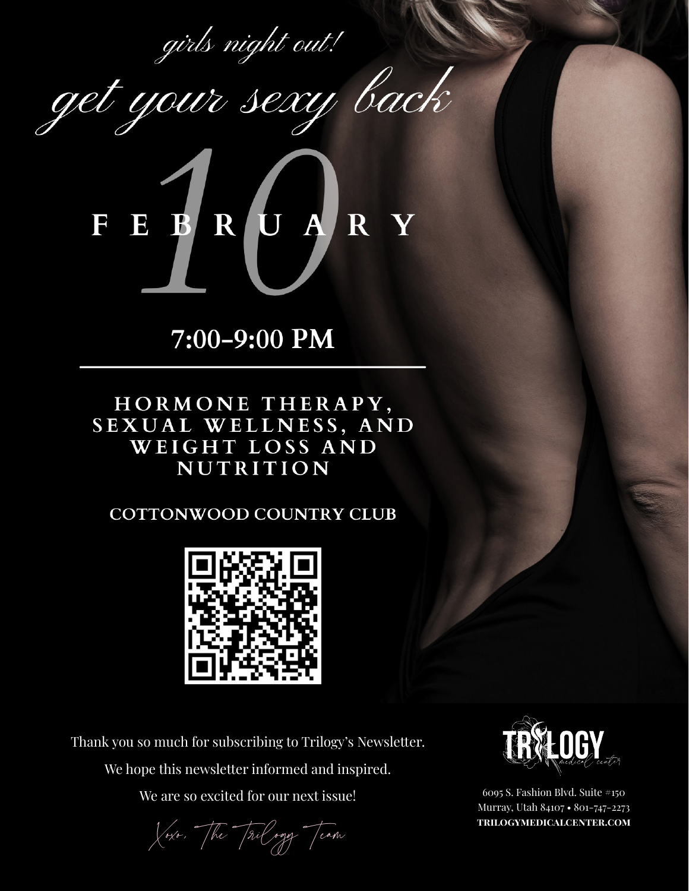*girls night out!*

# *get your sexy back*

## FEBRUARY 10

## 7:00–9:00 PM

---

### HORMONE THERAPY, SEXUAL WELLNESS, AND WEIGHT LOSS AND NUTRITION

**COTTONWOOD COUNTRY CLUB**

Thank you so much for subscribing to Trilogy's Newsletter.

We hope this newsletter informed and inspired.

We are so excited for our next issue!

*Xoxo, The Trilogy Team*

TRILOGY medical center

6095 S. Fashion Blvd. Suite #150
Murray, Utah 84107 • 801-747-2273
**TRILOGYMEDICALCENTER.COM**